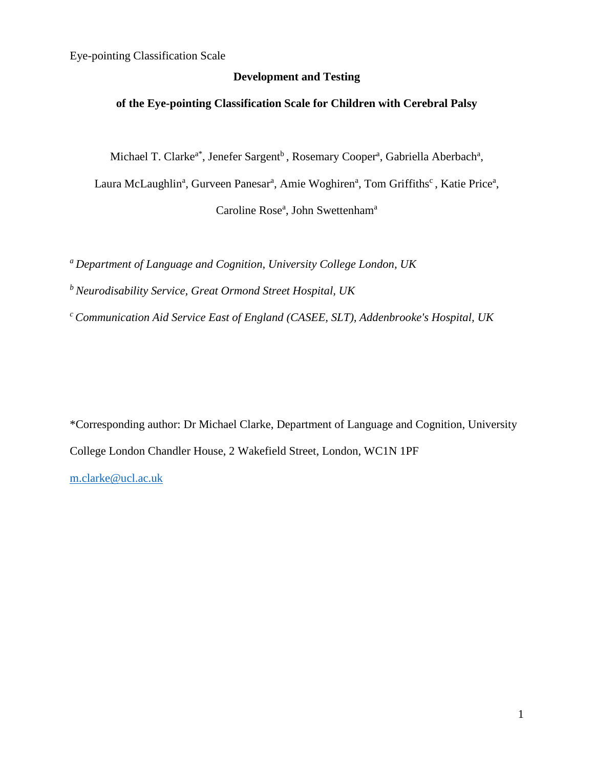# Development and Testing of the Eye-pointing Classification Scale for Children with Cerebral Palsy

Michael T. Clarke[a*], Jenefer Sargent[b], Rosemary Cooper[a], Gabriella Aberbach[a], Laura McLaughlin[a], Gurveen Panesar[a], Amie Woghiren[a], Tom Griffiths[c], Katie Price[a], Caroline Rose[a], John Swettenham[a]

[a] *Department of Language and Cognition, University College London, UK*

[b] *Neurodisability Service, Great Ormond Street Hospital, UK*

[c] *Communication Aid Service East of England (CASEE, SLT), Addenbrooke's Hospital, UK*

*Corresponding author: Dr Michael Clarke, Department of Language and Cognition, University College London Chandler House, 2 Wakefield Street, London, WC1N 1PF

m.clarke@ucl.ac.uk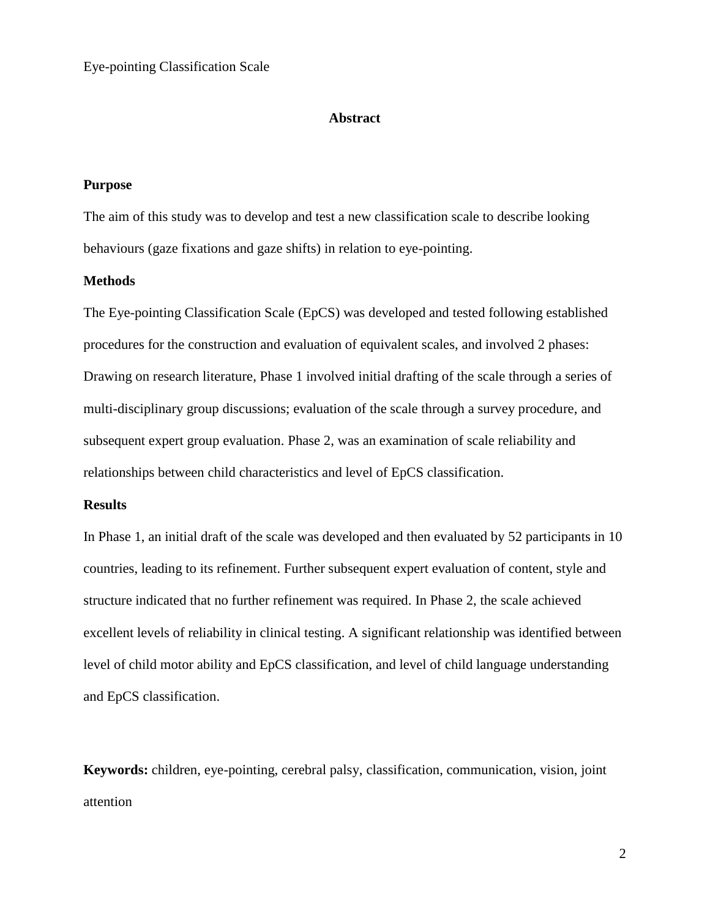## Abstract

### Purpose

The aim of this study was to develop and test a new classification scale to describe looking behaviours (gaze fixations and gaze shifts) in relation to eye-pointing.

### Methods

The Eye-pointing Classification Scale (EpCS) was developed and tested following established procedures for the construction and evaluation of equivalent scales, and involved 2 phases: Drawing on research literature, Phase 1 involved initial drafting of the scale through a series of multi-disciplinary group discussions; evaluation of the scale through a survey procedure, and subsequent expert group evaluation. Phase 2, was an examination of scale reliability and relationships between child characteristics and level of EpCS classification.

### Results

In Phase 1, an initial draft of the scale was developed and then evaluated by 52 participants in 10 countries, leading to its refinement. Further subsequent expert evaluation of content, style and structure indicated that no further refinement was required. In Phase 2, the scale achieved excellent levels of reliability in clinical testing. A significant relationship was identified between level of child motor ability and EpCS classification, and level of child language understanding and EpCS classification.

**Keywords:** children, eye-pointing, cerebral palsy, classification, communication, vision, joint attention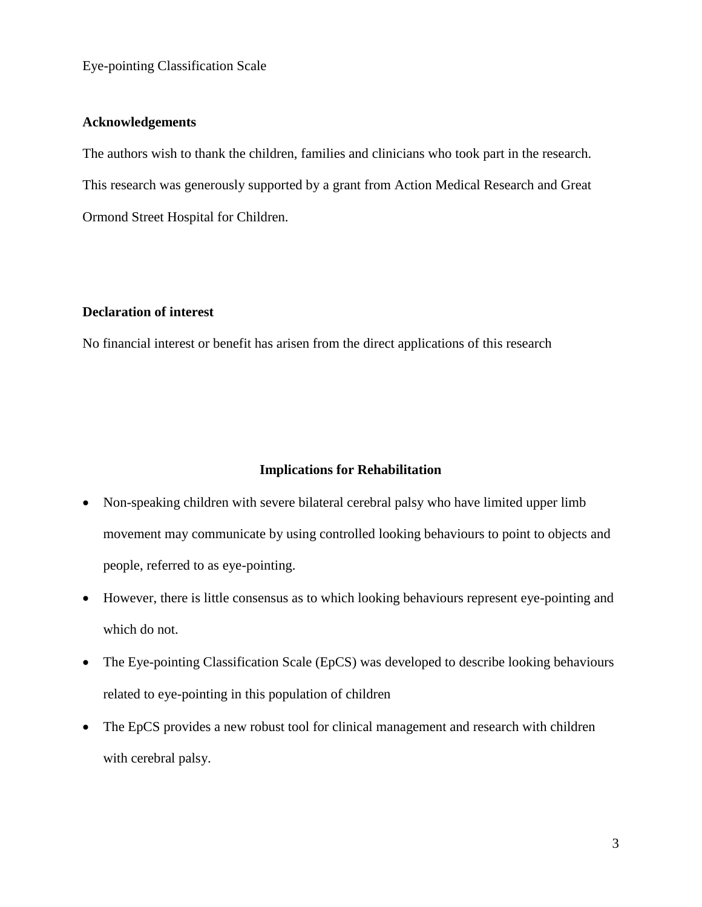## Acknowledgements

The authors wish to thank the children, families and clinicians who took part in the research. This research was generously supported by a grant from Action Medical Research and Great Ormond Street Hospital for Children.

## Declaration of interest

No financial interest or benefit has arisen from the direct applications of this research

## Implications for Rehabilitation

- Non-speaking children with severe bilateral cerebral palsy who have limited upper limb movement may communicate by using controlled looking behaviours to point to objects and people, referred to as eye-pointing.
- However, there is little consensus as to which looking behaviours represent eye-pointing and which do not.
- The Eye-pointing Classification Scale (EpCS) was developed to describe looking behaviours related to eye-pointing in this population of children
- The EpCS provides a new robust tool for clinical management and research with children with cerebral palsy.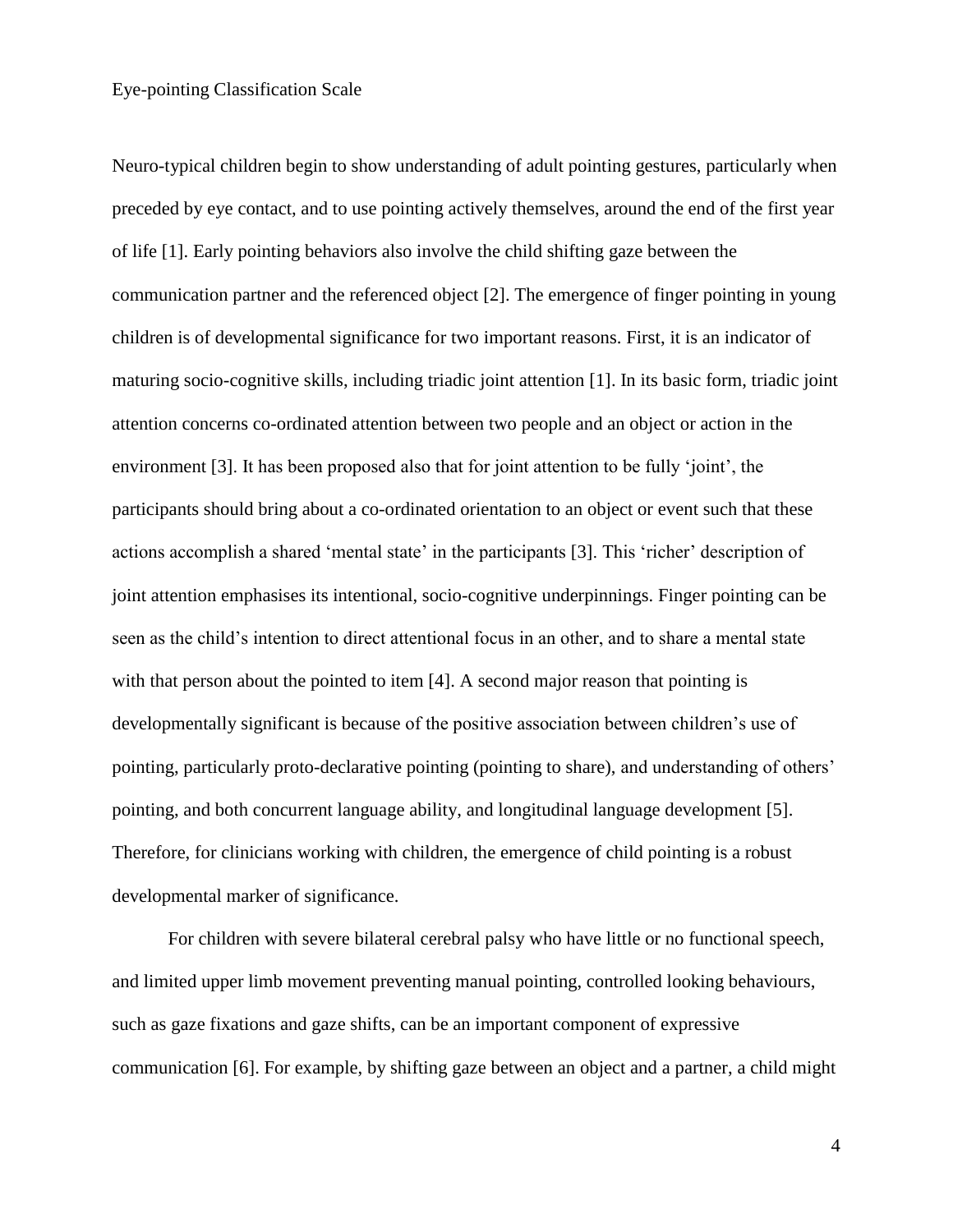Neuro-typical children begin to show understanding of adult pointing gestures, particularly when preceded by eye contact, and to use pointing actively themselves, around the end of the first year of life [1]. Early pointing behaviors also involve the child shifting gaze between the communication partner and the referenced object [2]. The emergence of finger pointing in young children is of developmental significance for two important reasons. First, it is an indicator of maturing socio-cognitive skills, including triadic joint attention [1]. In its basic form, triadic joint attention concerns co-ordinated attention between two people and an object or action in the environment [3]. It has been proposed also that for joint attention to be fully 'joint', the participants should bring about a co-ordinated orientation to an object or event such that these actions accomplish a shared 'mental state' in the participants [3]. This 'richer' description of joint attention emphasises its intentional, socio-cognitive underpinnings. Finger pointing can be seen as the child's intention to direct attentional focus in an other, and to share a mental state with that person about the pointed to item [4]. A second major reason that pointing is developmentally significant is because of the positive association between children's use of pointing, particularly proto-declarative pointing (pointing to share), and understanding of others' pointing, and both concurrent language ability, and longitudinal language development [5]. Therefore, for clinicians working with children, the emergence of child pointing is a robust developmental marker of significance.

For children with severe bilateral cerebral palsy who have little or no functional speech, and limited upper limb movement preventing manual pointing, controlled looking behaviours, such as gaze fixations and gaze shifts, can be an important component of expressive communication [6]. For example, by shifting gaze between an object and a partner, a child might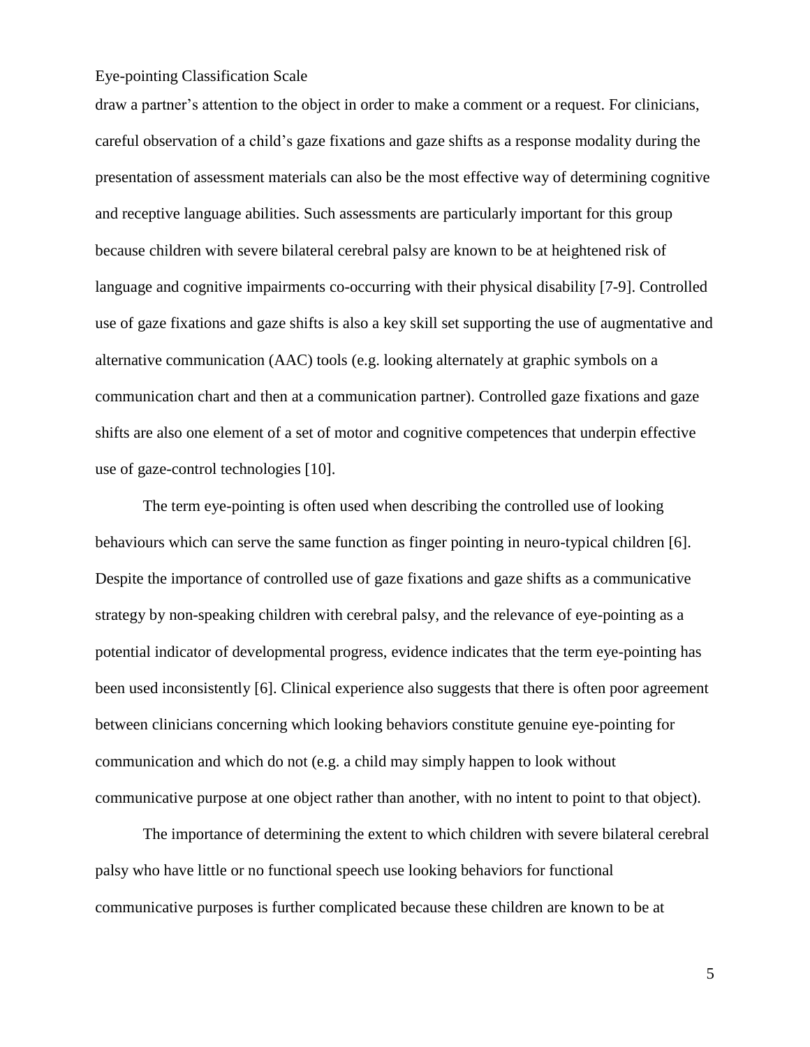draw a partner's attention to the object in order to make a comment or a request. For clinicians, careful observation of a child's gaze fixations and gaze shifts as a response modality during the presentation of assessment materials can also be the most effective way of determining cognitive and receptive language abilities. Such assessments are particularly important for this group because children with severe bilateral cerebral palsy are known to be at heightened risk of language and cognitive impairments co-occurring with their physical disability [7-9]. Controlled use of gaze fixations and gaze shifts is also a key skill set supporting the use of augmentative and alternative communication (AAC) tools (e.g. looking alternately at graphic symbols on a communication chart and then at a communication partner). Controlled gaze fixations and gaze shifts are also one element of a set of motor and cognitive competences that underpin effective use of gaze-control technologies [10].

The term eye-pointing is often used when describing the controlled use of looking behaviours which can serve the same function as finger pointing in neuro-typical children [6]. Despite the importance of controlled use of gaze fixations and gaze shifts as a communicative strategy by non-speaking children with cerebral palsy, and the relevance of eye-pointing as a potential indicator of developmental progress, evidence indicates that the term eye-pointing has been used inconsistently [6]. Clinical experience also suggests that there is often poor agreement between clinicians concerning which looking behaviors constitute genuine eye-pointing for communication and which do not (e.g. a child may simply happen to look without communicative purpose at one object rather than another, with no intent to point to that object).

The importance of determining the extent to which children with severe bilateral cerebral palsy who have little or no functional speech use looking behaviors for functional communicative purposes is further complicated because these children are known to be at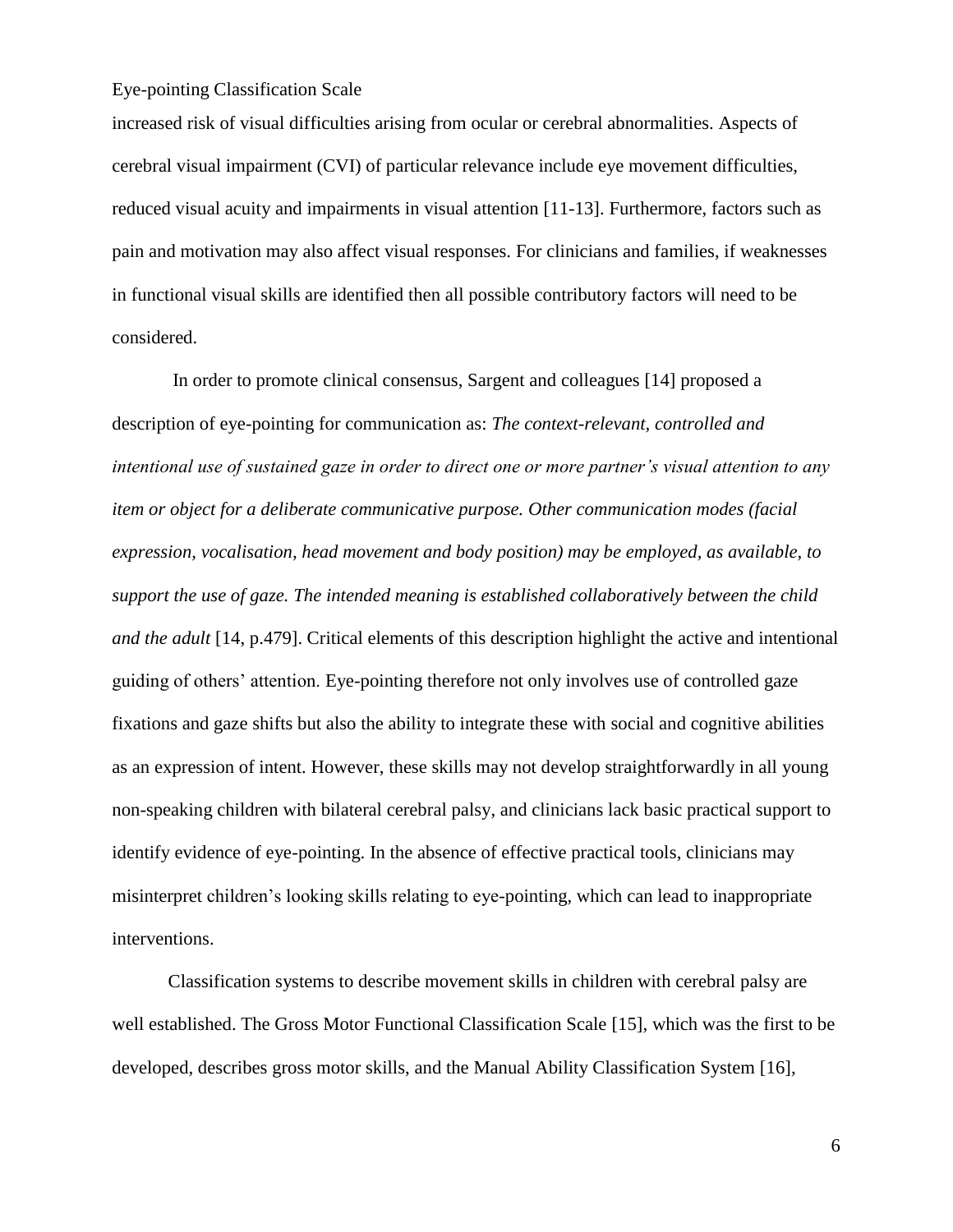increased risk of visual difficulties arising from ocular or cerebral abnormalities. Aspects of cerebral visual impairment (CVI) of particular relevance include eye movement difficulties, reduced visual acuity and impairments in visual attention [11-13]. Furthermore, factors such as pain and motivation may also affect visual responses. For clinicians and families, if weaknesses in functional visual skills are identified then all possible contributory factors will need to be considered.

In order to promote clinical consensus, Sargent and colleagues [14] proposed a description of eye-pointing for communication as: *The context-relevant, controlled and intentional use of sustained gaze in order to direct one or more partner's visual attention to any item or object for a deliberate communicative purpose. Other communication modes (facial expression, vocalisation, head movement and body position) may be employed, as available, to support the use of gaze. The intended meaning is established collaboratively between the child and the adult* [14, p.479]. Critical elements of this description highlight the active and intentional guiding of others' attention. Eye-pointing therefore not only involves use of controlled gaze fixations and gaze shifts but also the ability to integrate these with social and cognitive abilities as an expression of intent. However, these skills may not develop straightforwardly in all young non-speaking children with bilateral cerebral palsy, and clinicians lack basic practical support to identify evidence of eye-pointing. In the absence of effective practical tools, clinicians may misinterpret children's looking skills relating to eye-pointing, which can lead to inappropriate interventions.

Classification systems to describe movement skills in children with cerebral palsy are well established. The Gross Motor Functional Classification Scale [15], which was the first to be developed, describes gross motor skills, and the Manual Ability Classification System [16],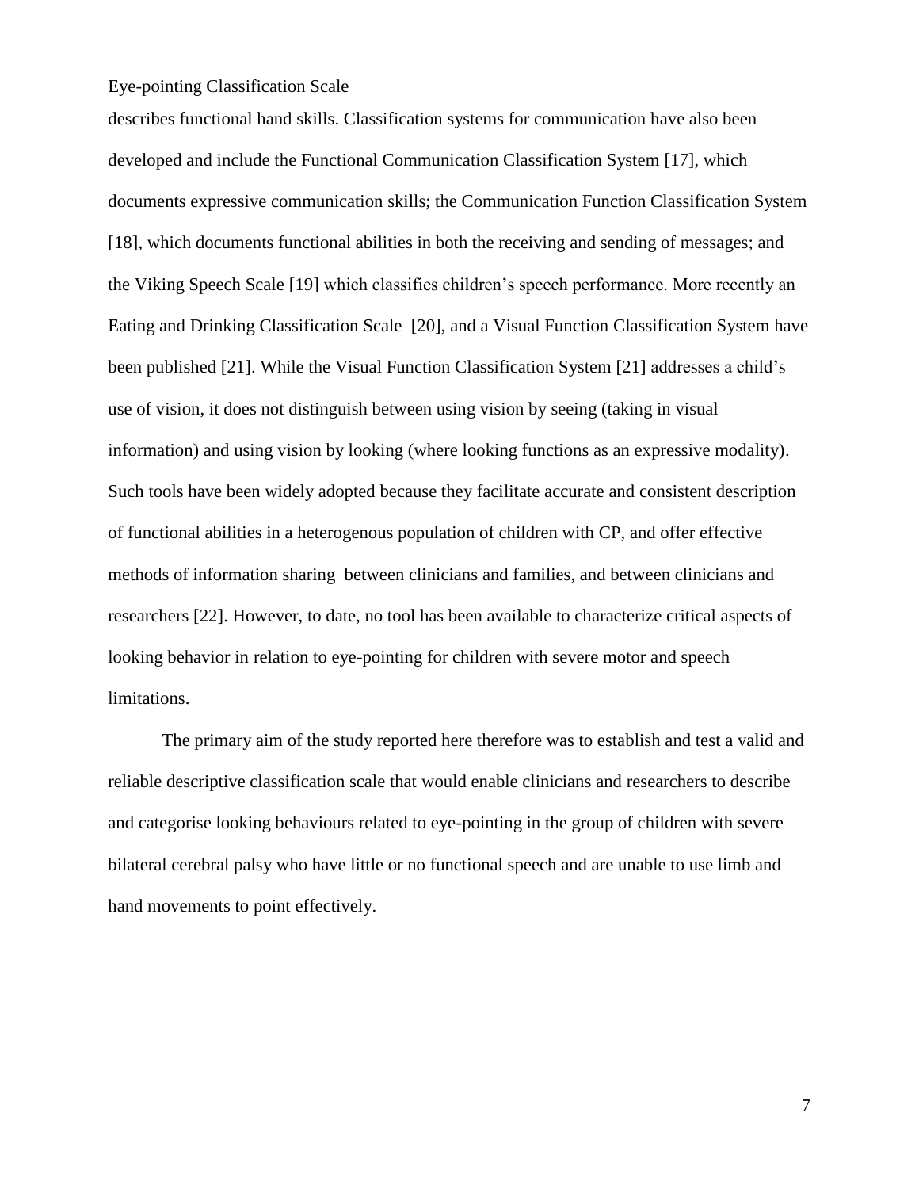describes functional hand skills. Classification systems for communication have also been developed and include the Functional Communication Classification System [17], which documents expressive communication skills; the Communication Function Classification System [18], which documents functional abilities in both the receiving and sending of messages; and the Viking Speech Scale [19] which classifies children's speech performance. More recently an Eating and Drinking Classification Scale [20], and a Visual Function Classification System have been published [21]. While the Visual Function Classification System [21] addresses a child's use of vision, it does not distinguish between using vision by seeing (taking in visual information) and using vision by looking (where looking functions as an expressive modality). Such tools have been widely adopted because they facilitate accurate and consistent description of functional abilities in a heterogenous population of children with CP, and offer effective methods of information sharing between clinicians and families, and between clinicians and researchers [22]. However, to date, no tool has been available to characterize critical aspects of looking behavior in relation to eye-pointing for children with severe motor and speech limitations.

The primary aim of the study reported here therefore was to establish and test a valid and reliable descriptive classification scale that would enable clinicians and researchers to describe and categorise looking behaviours related to eye-pointing in the group of children with severe bilateral cerebral palsy who have little or no functional speech and are unable to use limb and hand movements to point effectively.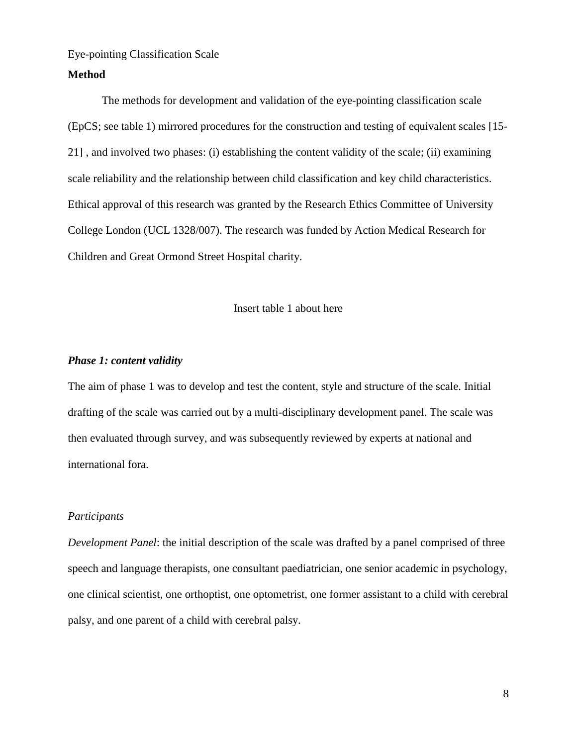## Method

The methods for development and validation of the eye-pointing classification scale (EpCS; see table 1) mirrored procedures for the construction and testing of equivalent scales [15-21] , and involved two phases: (i) establishing the content validity of the scale; (ii) examining scale reliability and the relationship between child classification and key child characteristics. Ethical approval of this research was granted by the Research Ethics Committee of University College London (UCL 1328/007). The research was funded by Action Medical Research for Children and Great Ormond Street Hospital charity.

Insert table 1 about here

### *Phase 1: content validity*

The aim of phase 1 was to develop and test the content, style and structure of the scale. Initial drafting of the scale was carried out by a multi-disciplinary development panel. The scale was then evaluated through survey, and was subsequently reviewed by experts at national and international fora.

#### *Participants*

*Development Panel*: the initial description of the scale was drafted by a panel comprised of three speech and language therapists, one consultant paediatrician, one senior academic in psychology, one clinical scientist, one orthoptist, one optometrist, one former assistant to a child with cerebral palsy, and one parent of a child with cerebral palsy.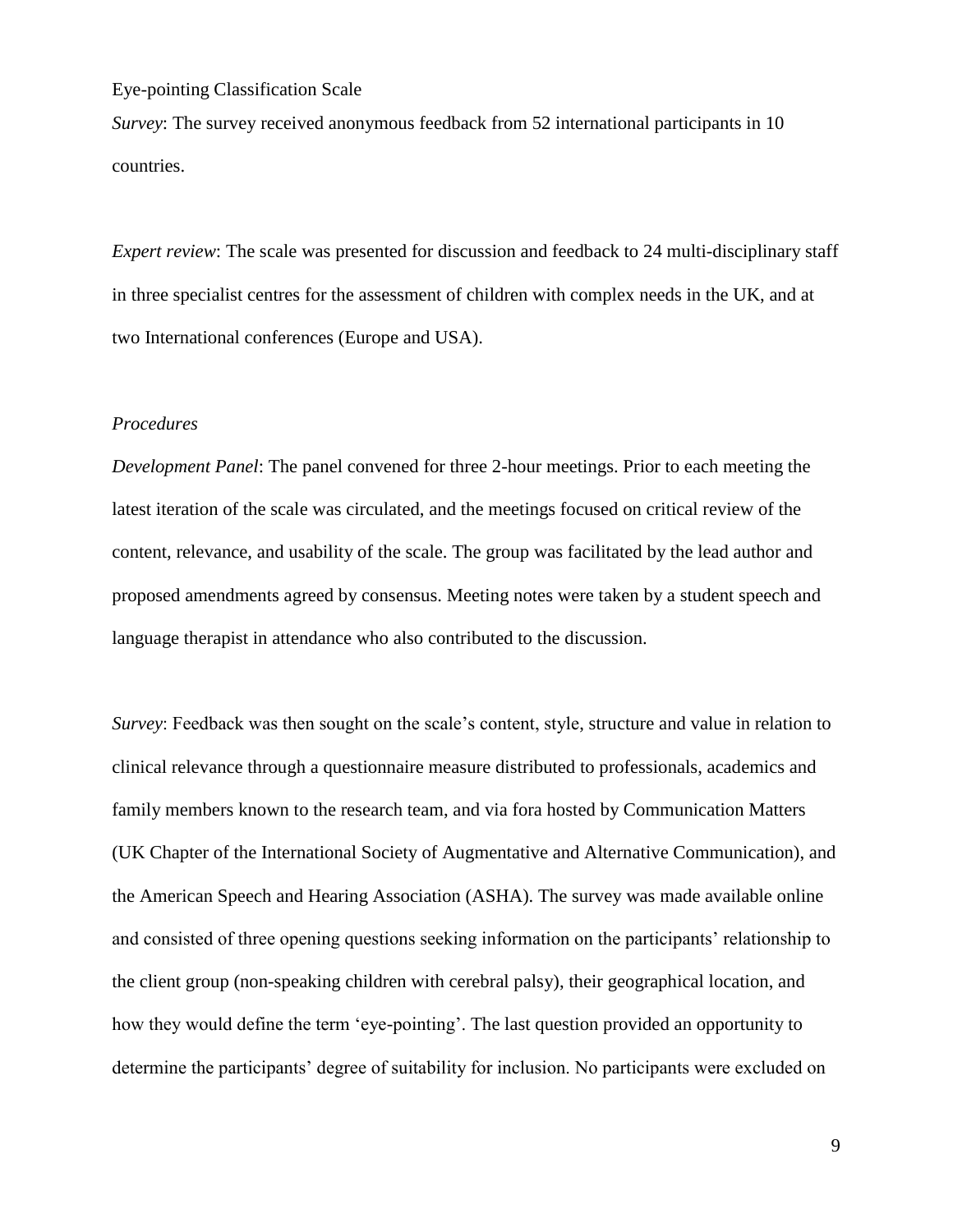*Survey*: The survey received anonymous feedback from 52 international participants in 10 countries.

*Expert review*: The scale was presented for discussion and feedback to 24 multi-disciplinary staff in three specialist centres for the assessment of children with complex needs in the UK, and at two International conferences (Europe and USA).

*Procedures*

*Development Panel*: The panel convened for three 2-hour meetings. Prior to each meeting the latest iteration of the scale was circulated, and the meetings focused on critical review of the content, relevance, and usability of the scale. The group was facilitated by the lead author and proposed amendments agreed by consensus. Meeting notes were taken by a student speech and language therapist in attendance who also contributed to the discussion.

*Survey*: Feedback was then sought on the scale's content, style, structure and value in relation to clinical relevance through a questionnaire measure distributed to professionals, academics and family members known to the research team, and via fora hosted by Communication Matters (UK Chapter of the International Society of Augmentative and Alternative Communication), and the American Speech and Hearing Association (ASHA). The survey was made available online and consisted of three opening questions seeking information on the participants' relationship to the client group (non-speaking children with cerebral palsy), their geographical location, and how they would define the term 'eye-pointing'. The last question provided an opportunity to determine the participants' degree of suitability for inclusion. No participants were excluded on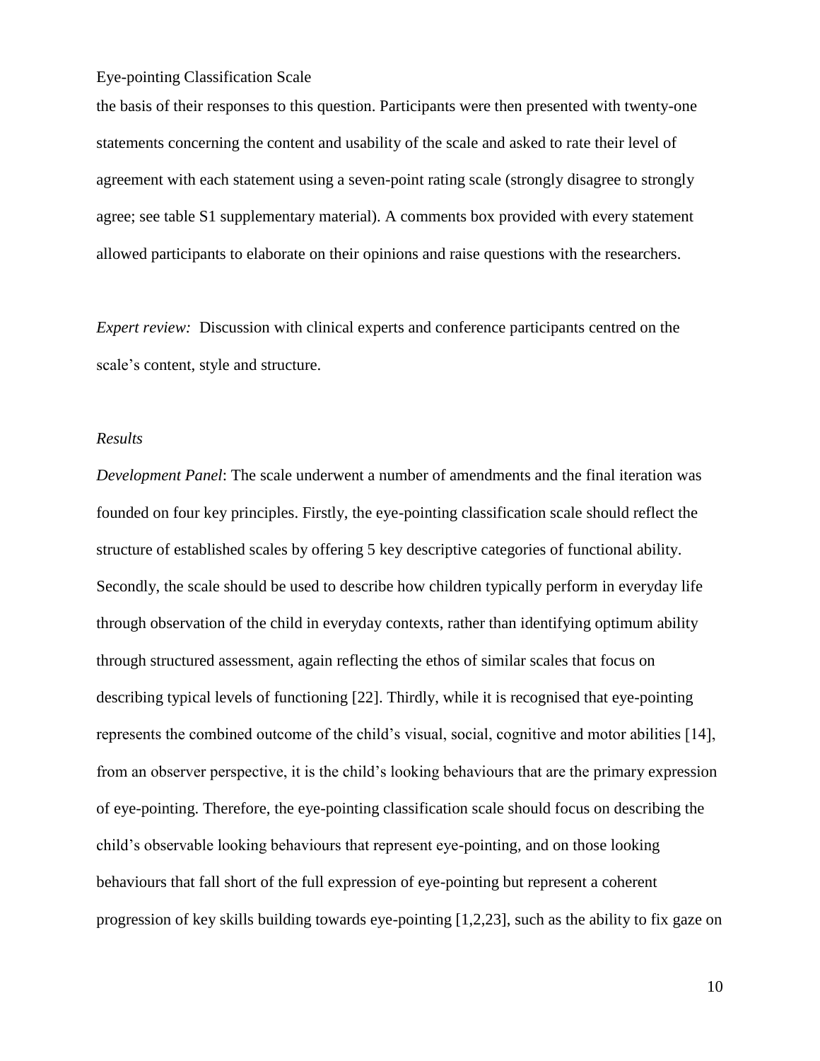the basis of their responses to this question. Participants were then presented with twenty-one statements concerning the content and usability of the scale and asked to rate their level of agreement with each statement using a seven-point rating scale (strongly disagree to strongly agree; see table S1 supplementary material). A comments box provided with every statement allowed participants to elaborate on their opinions and raise questions with the researchers.

*Expert review:* Discussion with clinical experts and conference participants centred on the scale's content, style and structure.

*Results*

*Development Panel*: The scale underwent a number of amendments and the final iteration was founded on four key principles. Firstly, the eye-pointing classification scale should reflect the structure of established scales by offering 5 key descriptive categories of functional ability. Secondly, the scale should be used to describe how children typically perform in everyday life through observation of the child in everyday contexts, rather than identifying optimum ability through structured assessment, again reflecting the ethos of similar scales that focus on describing typical levels of functioning [22]. Thirdly, while it is recognised that eye-pointing represents the combined outcome of the child's visual, social, cognitive and motor abilities [14], from an observer perspective, it is the child's looking behaviours that are the primary expression of eye-pointing. Therefore, the eye-pointing classification scale should focus on describing the child's observable looking behaviours that represent eye-pointing, and on those looking behaviours that fall short of the full expression of eye-pointing but represent a coherent progression of key skills building towards eye-pointing [1,2,23], such as the ability to fix gaze on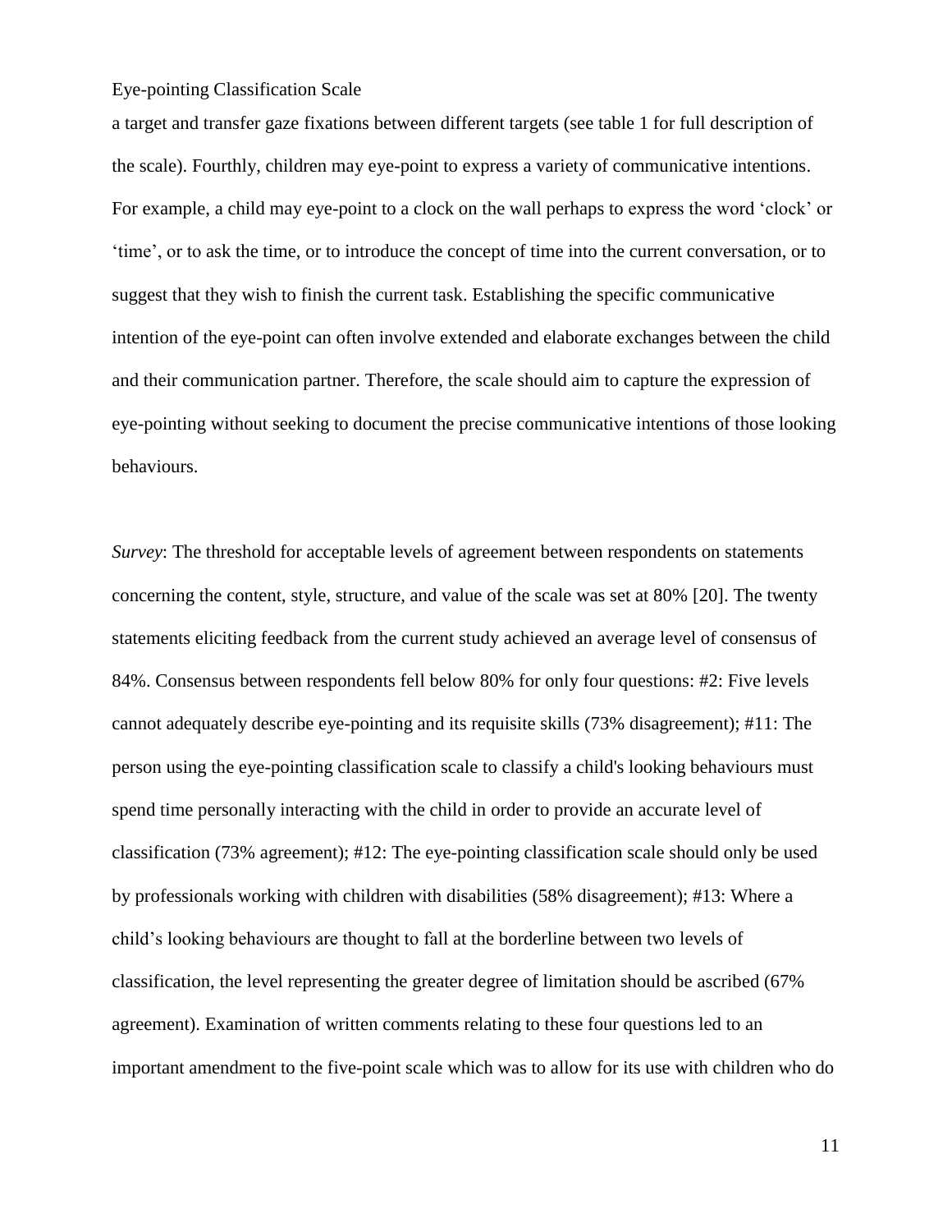a target and transfer gaze fixations between different targets (see table 1 for full description of the scale). Fourthly, children may eye-point to express a variety of communicative intentions. For example, a child may eye-point to a clock on the wall perhaps to express the word 'clock' or 'time', or to ask the time, or to introduce the concept of time into the current conversation, or to suggest that they wish to finish the current task. Establishing the specific communicative intention of the eye-point can often involve extended and elaborate exchanges between the child and their communication partner. Therefore, the scale should aim to capture the expression of eye-pointing without seeking to document the precise communicative intentions of those looking behaviours.

*Survey*: The threshold for acceptable levels of agreement between respondents on statements concerning the content, style, structure, and value of the scale was set at 80% [20]. The twenty statements eliciting feedback from the current study achieved an average level of consensus of 84%. Consensus between respondents fell below 80% for only four questions: #2: Five levels cannot adequately describe eye-pointing and its requisite skills (73% disagreement); #11: The person using the eye-pointing classification scale to classify a child's looking behaviours must spend time personally interacting with the child in order to provide an accurate level of classification (73% agreement); #12: The eye-pointing classification scale should only be used by professionals working with children with disabilities (58% disagreement); #13: Where a child's looking behaviours are thought to fall at the borderline between two levels of classification, the level representing the greater degree of limitation should be ascribed (67% agreement). Examination of written comments relating to these four questions led to an important amendment to the five-point scale which was to allow for its use with children who do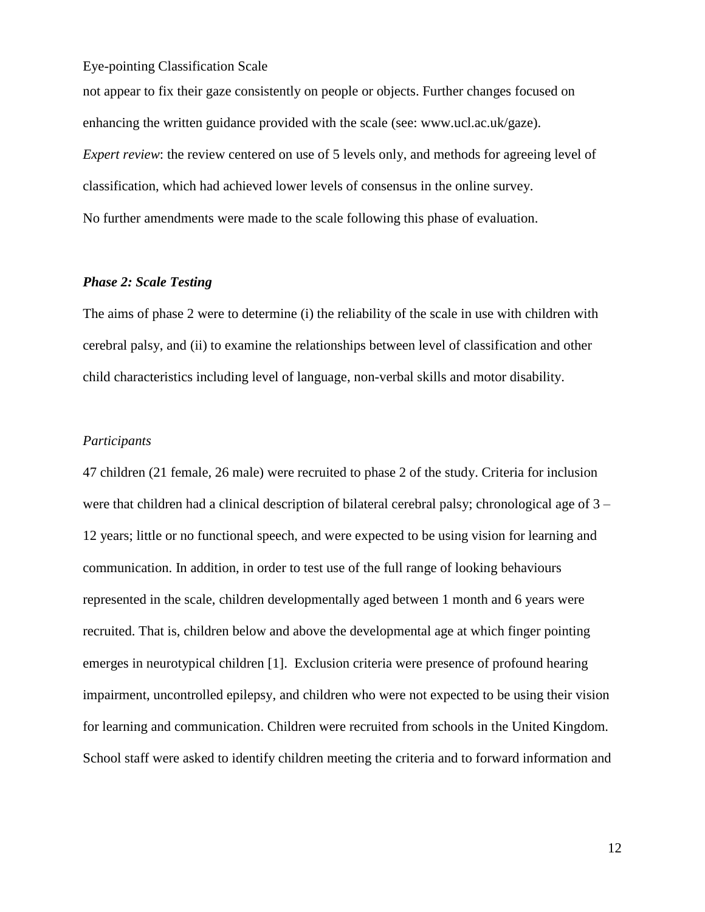not appear to fix their gaze consistently on people or objects. Further changes focused on enhancing the written guidance provided with the scale (see: www.ucl.ac.uk/gaze).

*Expert review*: the review centered on use of 5 levels only, and methods for agreeing level of classification, which had achieved lower levels of consensus in the online survey.

No further amendments were made to the scale following this phase of evaluation.

### *Phase 2: Scale Testing*

The aims of phase 2 were to determine (i) the reliability of the scale in use with children with cerebral palsy, and (ii) to examine the relationships between level of classification and other child characteristics including level of language, non-verbal skills and motor disability.

#### *Participants*

47 children (21 female, 26 male) were recruited to phase 2 of the study. Criteria for inclusion were that children had a clinical description of bilateral cerebral palsy; chronological age of 3 – 12 years; little or no functional speech, and were expected to be using vision for learning and communication. In addition, in order to test use of the full range of looking behaviours represented in the scale, children developmentally aged between 1 month and 6 years were recruited. That is, children below and above the developmental age at which finger pointing emerges in neurotypical children [1]. Exclusion criteria were presence of profound hearing impairment, uncontrolled epilepsy, and children who were not expected to be using their vision for learning and communication. Children were recruited from schools in the United Kingdom. School staff were asked to identify children meeting the criteria and to forward information and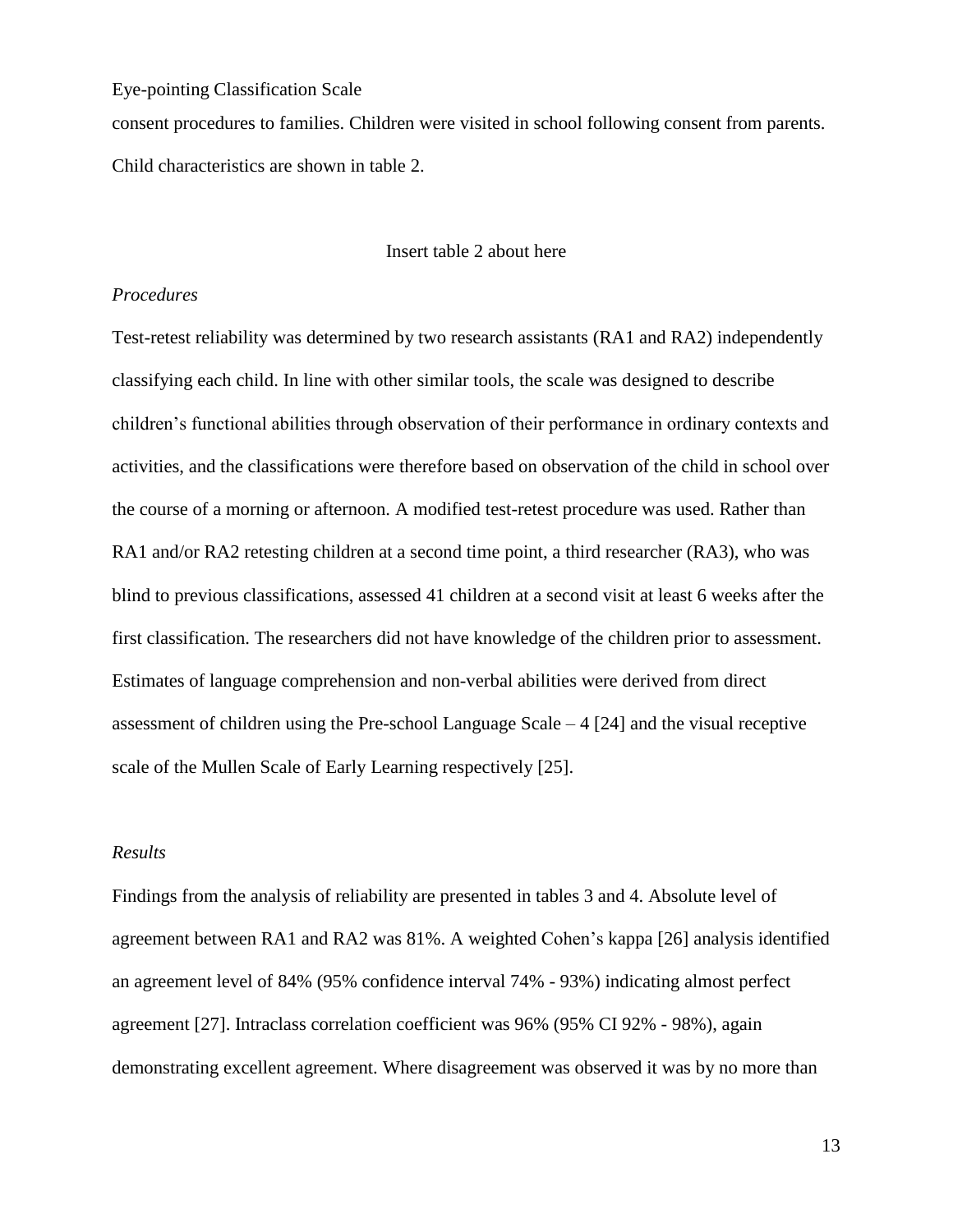consent procedures to families. Children were visited in school following consent from parents. Child characteristics are shown in table 2.

Insert table 2 about here

*Procedures*

Test-retest reliability was determined by two research assistants (RA1 and RA2) independently classifying each child. In line with other similar tools, the scale was designed to describe children's functional abilities through observation of their performance in ordinary contexts and activities, and the classifications were therefore based on observation of the child in school over the course of a morning or afternoon. A modified test-retest procedure was used. Rather than RA1 and/or RA2 retesting children at a second time point, a third researcher (RA3), who was blind to previous classifications, assessed 41 children at a second visit at least 6 weeks after the first classification. The researchers did not have knowledge of the children prior to assessment. Estimates of language comprehension and non-verbal abilities were derived from direct assessment of children using the Pre-school Language Scale – 4 [24] and the visual receptive scale of the Mullen Scale of Early Learning respectively [25].

*Results*

Findings from the analysis of reliability are presented in tables 3 and 4. Absolute level of agreement between RA1 and RA2 was 81%. A weighted Cohen's kappa [26] analysis identified an agreement level of 84% (95% confidence interval 74% - 93%) indicating almost perfect agreement [27]. Intraclass correlation coefficient was 96% (95% CI 92% - 98%), again demonstrating excellent agreement. Where disagreement was observed it was by no more than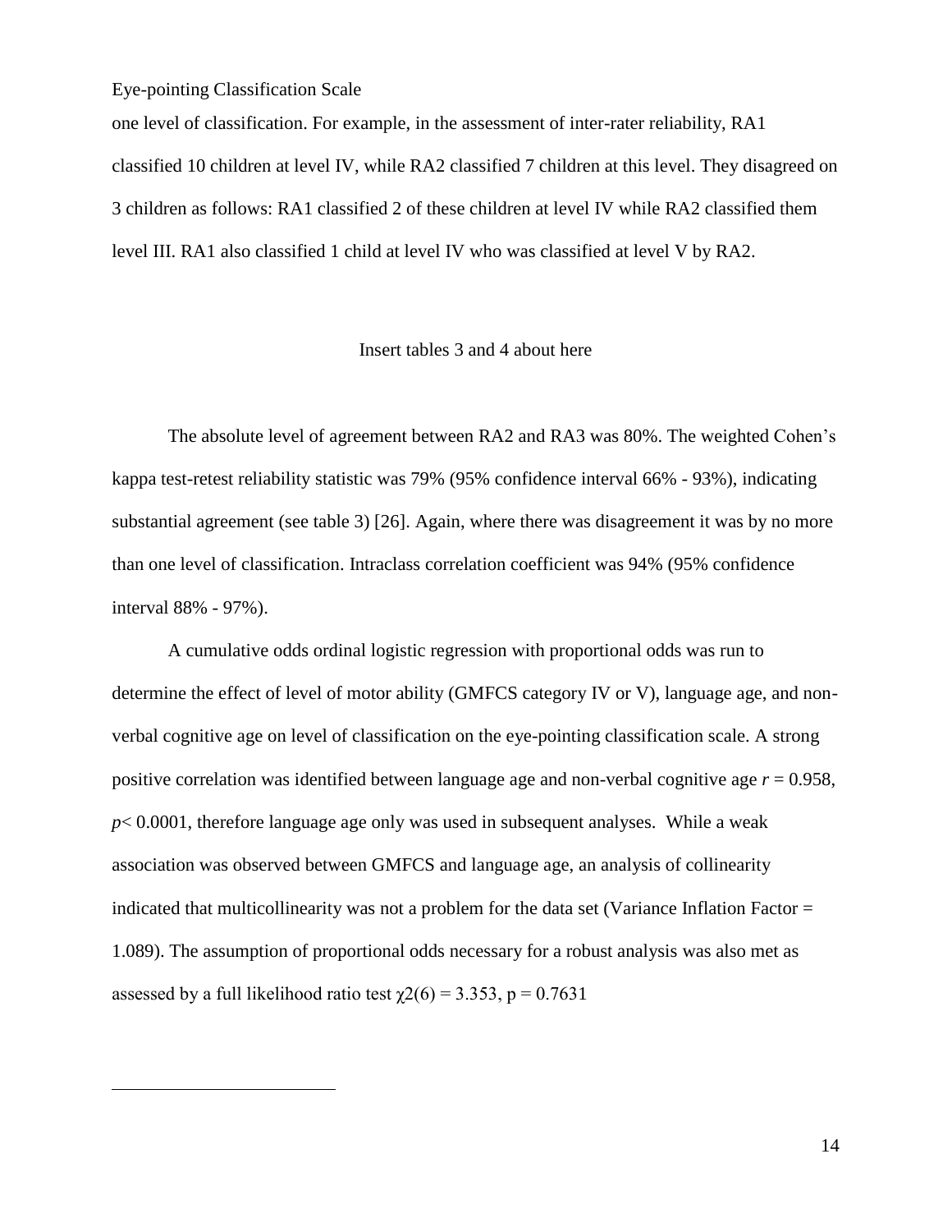one level of classification. For example, in the assessment of inter-rater reliability, RA1 classified 10 children at level IV, while RA2 classified 7 children at this level. They disagreed on 3 children as follows: RA1 classified 2 of these children at level IV while RA2 classified them level III. RA1 also classified 1 child at level IV who was classified at level V by RA2.

Insert tables 3 and 4 about here

The absolute level of agreement between RA2 and RA3 was 80%. The weighted Cohen's kappa test-retest reliability statistic was 79% (95% confidence interval 66% - 93%), indicating substantial agreement (see table 3) [26]. Again, where there was disagreement it was by no more than one level of classification. Intraclass correlation coefficient was 94% (95% confidence interval 88% - 97%).

A cumulative odds ordinal logistic regression with proportional odds was run to determine the effect of level of motor ability (GMFCS category IV or V), language age, and non-verbal cognitive age on level of classification on the eye-pointing classification scale. A strong positive correlation was identified between language age and non-verbal cognitive age $r = 0.958$, $p < 0.0001$, therefore language age only was used in subsequent analyses. While a weak association was observed between GMFCS and language age, an analysis of collinearity indicated that multicollinearity was not a problem for the data set (Variance Inflation Factor = 1.089). The assumption of proportional odds necessary for a robust analysis was also met as assessed by a full likelihood ratio test $\chi2(6) = 3.353$, $p = 0.7631$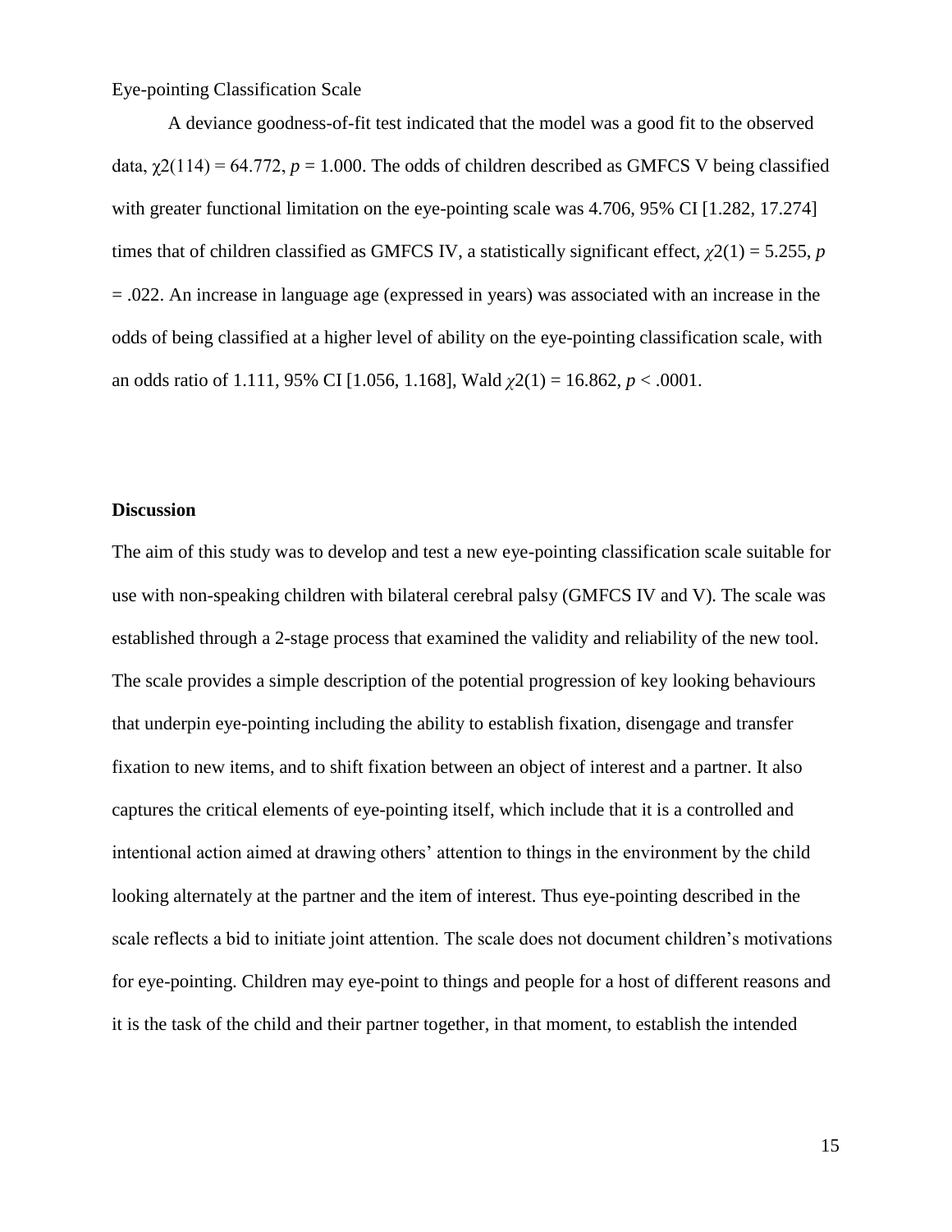Eye-pointing Classification Scale

A deviance goodness-of-fit test indicated that the model was a good fit to the observed data, $\chi2(114) = 64.772$, $p = 1.000$. The odds of children described as GMFCS V being classified with greater functional limitation on the eye-pointing scale was 4.706, 95% CI [1.282, 17.274] times that of children classified as GMFCS IV, a statistically significant effect, $\chi2(1) = 5.255$, $p = .022$. An increase in language age (expressed in years) was associated with an increase in the odds of being classified at a higher level of ability on the eye-pointing classification scale, with an odds ratio of 1.111, 95% CI [1.056, 1.168], Wald $\chi2(1) = 16.862$, $p < .0001$.

## Discussion

The aim of this study was to develop and test a new eye-pointing classification scale suitable for use with non-speaking children with bilateral cerebral palsy (GMFCS IV and V). The scale was established through a 2-stage process that examined the validity and reliability of the new tool. The scale provides a simple description of the potential progression of key looking behaviours that underpin eye-pointing including the ability to establish fixation, disengage and transfer fixation to new items, and to shift fixation between an object of interest and a partner. It also captures the critical elements of eye-pointing itself, which include that it is a controlled and intentional action aimed at drawing others' attention to things in the environment by the child looking alternately at the partner and the item of interest. Thus eye-pointing described in the scale reflects a bid to initiate joint attention. The scale does not document children's motivations for eye-pointing. Children may eye-point to things and people for a host of different reasons and it is the task of the child and their partner together, in that moment, to establish the intended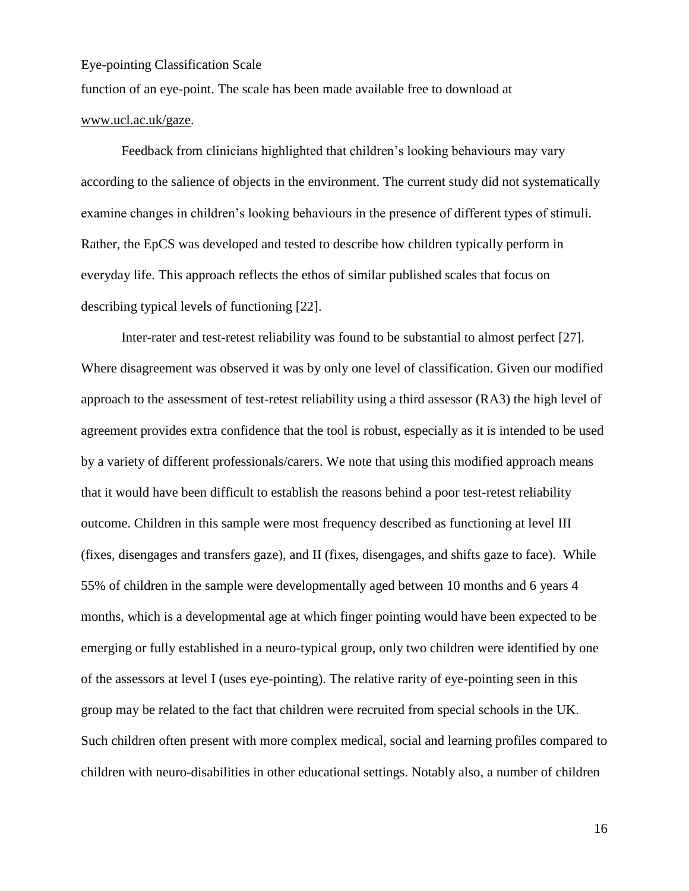function of an eye-point. The scale has been made available free to download at www.ucl.ac.uk/gaze.

Feedback from clinicians highlighted that children's looking behaviours may vary according to the salience of objects in the environment. The current study did not systematically examine changes in children's looking behaviours in the presence of different types of stimuli. Rather, the EpCS was developed and tested to describe how children typically perform in everyday life. This approach reflects the ethos of similar published scales that focus on describing typical levels of functioning [22].

Inter-rater and test-retest reliability was found to be substantial to almost perfect [27]. Where disagreement was observed it was by only one level of classification. Given our modified approach to the assessment of test-retest reliability using a third assessor (RA3) the high level of agreement provides extra confidence that the tool is robust, especially as it is intended to be used by a variety of different professionals/carers. We note that using this modified approach means that it would have been difficult to establish the reasons behind a poor test-retest reliability outcome. Children in this sample were most frequency described as functioning at level III (fixes, disengages and transfers gaze), and II (fixes, disengages, and shifts gaze to face). While 55% of children in the sample were developmentally aged between 10 months and 6 years 4 months, which is a developmental age at which finger pointing would have been expected to be emerging or fully established in a neuro-typical group, only two children were identified by one of the assessors at level I (uses eye-pointing). The relative rarity of eye-pointing seen in this group may be related to the fact that children were recruited from special schools in the UK. Such children often present with more complex medical, social and learning profiles compared to children with neuro-disabilities in other educational settings. Notably also, a number of children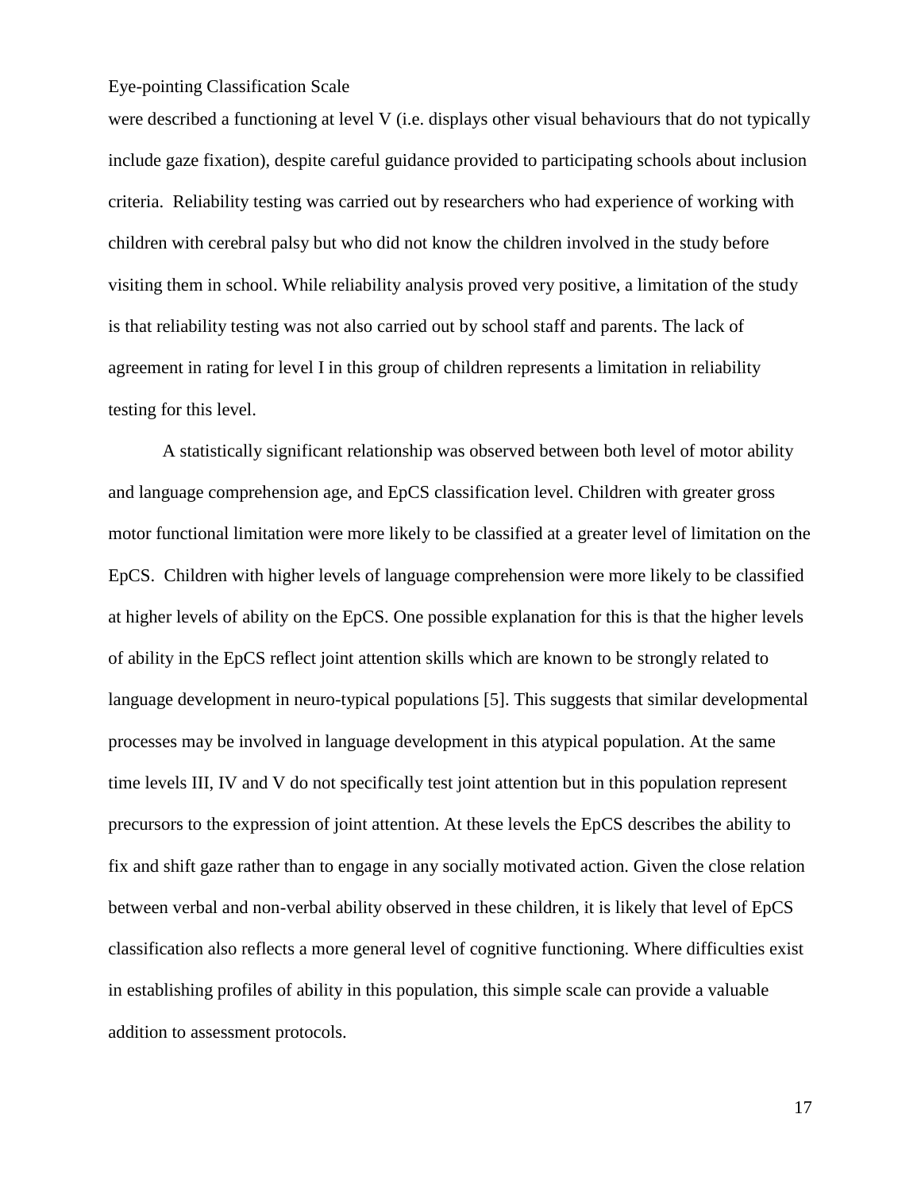were described a functioning at level V (i.e. displays other visual behaviours that do not typically include gaze fixation), despite careful guidance provided to participating schools about inclusion criteria. Reliability testing was carried out by researchers who had experience of working with children with cerebral palsy but who did not know the children involved in the study before visiting them in school. While reliability analysis proved very positive, a limitation of the study is that reliability testing was not also carried out by school staff and parents. The lack of agreement in rating for level I in this group of children represents a limitation in reliability testing for this level.

A statistically significant relationship was observed between both level of motor ability and language comprehension age, and EpCS classification level. Children with greater gross motor functional limitation were more likely to be classified at a greater level of limitation on the EpCS. Children with higher levels of language comprehension were more likely to be classified at higher levels of ability on the EpCS. One possible explanation for this is that the higher levels of ability in the EpCS reflect joint attention skills which are known to be strongly related to language development in neuro-typical populations [5]. This suggests that similar developmental processes may be involved in language development in this atypical population. At the same time levels III, IV and V do not specifically test joint attention but in this population represent precursors to the expression of joint attention. At these levels the EpCS describes the ability to fix and shift gaze rather than to engage in any socially motivated action. Given the close relation between verbal and non-verbal ability observed in these children, it is likely that level of EpCS classification also reflects a more general level of cognitive functioning. Where difficulties exist in establishing profiles of ability in this population, this simple scale can provide a valuable addition to assessment protocols.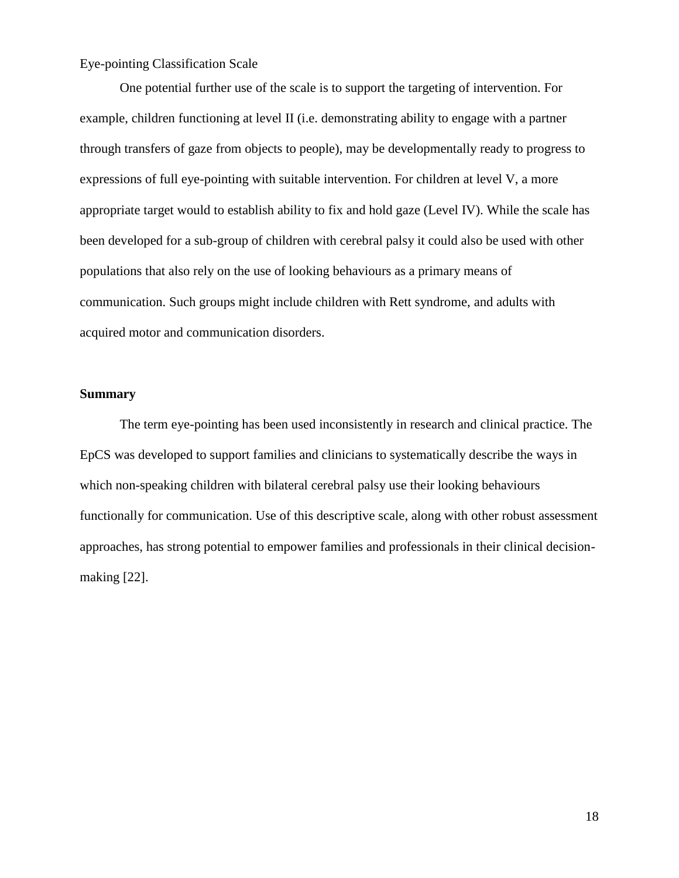One potential further use of the scale is to support the targeting of intervention. For example, children functioning at level II (i.e. demonstrating ability to engage with a partner through transfers of gaze from objects to people), may be developmentally ready to progress to expressions of full eye-pointing with suitable intervention. For children at level V, a more appropriate target would to establish ability to fix and hold gaze (Level IV). While the scale has been developed for a sub-group of children with cerebral palsy it could also be used with other populations that also rely on the use of looking behaviours as a primary means of communication. Such groups might include children with Rett syndrome, and adults with acquired motor and communication disorders.

## Summary

The term eye-pointing has been used inconsistently in research and clinical practice. The EpCS was developed to support families and clinicians to systematically describe the ways in which non-speaking children with bilateral cerebral palsy use their looking behaviours functionally for communication. Use of this descriptive scale, along with other robust assessment approaches, has strong potential to empower families and professionals in their clinical decision-making [22].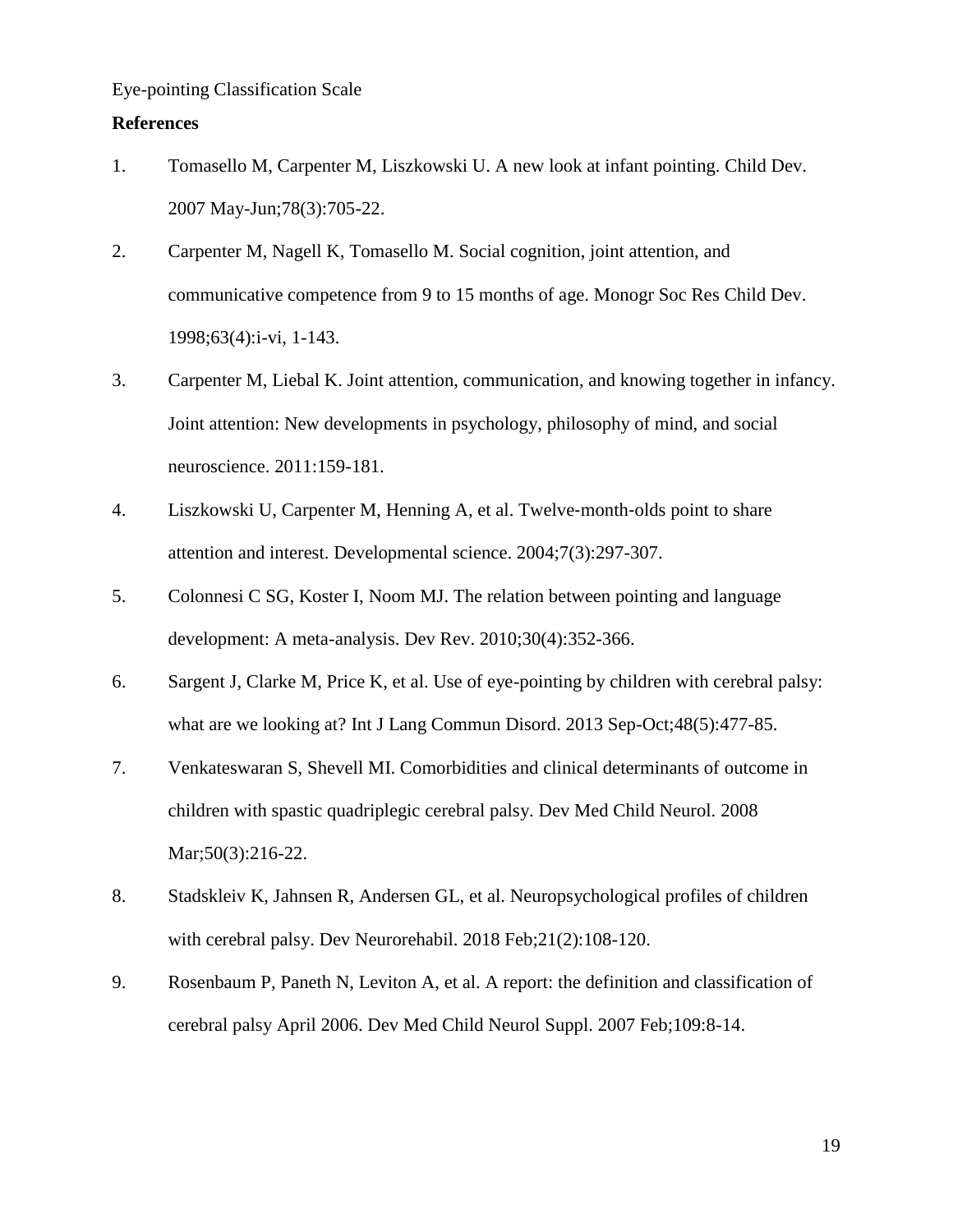## References

1. Tomasello M, Carpenter M, Liszkowski U. A new look at infant pointing. Child Dev. 2007 May-Jun;78(3):705-22.
2. Carpenter M, Nagell K, Tomasello M. Social cognition, joint attention, and communicative competence from 9 to 15 months of age. Monogr Soc Res Child Dev. 1998;63(4):i-vi, 1-143.
3. Carpenter M, Liebal K. Joint attention, communication, and knowing together in infancy. Joint attention: New developments in psychology, philosophy of mind, and social neuroscience. 2011:159-181.
4. Liszkowski U, Carpenter M, Henning A, et al. Twelve-month-olds point to share attention and interest. Developmental science. 2004;7(3):297-307.
5. Colonnesi C SG, Koster I, Noom MJ. The relation between pointing and language development: A meta-analysis. Dev Rev. 2010;30(4):352-366.
6. Sargent J, Clarke M, Price K, et al. Use of eye-pointing by children with cerebral palsy: what are we looking at? Int J Lang Commun Disord. 2013 Sep-Oct;48(5):477-85.
7. Venkateswaran S, Shevell MI. Comorbidities and clinical determinants of outcome in children with spastic quadriplegic cerebral palsy. Dev Med Child Neurol. 2008 Mar;50(3):216-22.
8. Stadskleiv K, Jahnsen R, Andersen GL, et al. Neuropsychological profiles of children with cerebral palsy. Dev Neurorehabil. 2018 Feb;21(2):108-120.
9. Rosenbaum P, Paneth N, Leviton A, et al. A report: the definition and classification of cerebral palsy April 2006. Dev Med Child Neurol Suppl. 2007 Feb;109:8-14.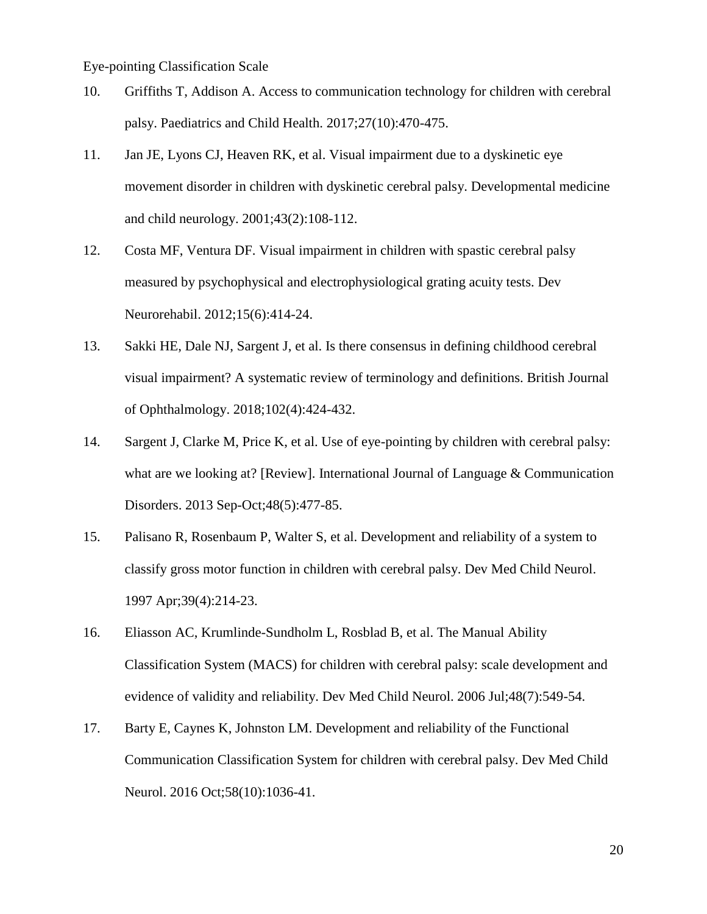10. Griffiths T, Addison A. Access to communication technology for children with cerebral palsy. Paediatrics and Child Health. 2017;27(10):470-475.

11. Jan JE, Lyons CJ, Heaven RK, et al. Visual impairment due to a dyskinetic eye movement disorder in children with dyskinetic cerebral palsy. Developmental medicine and child neurology. 2001;43(2):108-112.

12. Costa MF, Ventura DF. Visual impairment in children with spastic cerebral palsy measured by psychophysical and electrophysiological grating acuity tests. Dev Neurorehabil. 2012;15(6):414-24.

13. Sakki HE, Dale NJ, Sargent J, et al. Is there consensus in defining childhood cerebral visual impairment? A systematic review of terminology and definitions. British Journal of Ophthalmology. 2018;102(4):424-432.

14. Sargent J, Clarke M, Price K, et al. Use of eye-pointing by children with cerebral palsy: what are we looking at? [Review]. International Journal of Language & Communication Disorders. 2013 Sep-Oct;48(5):477-85.

15. Palisano R, Rosenbaum P, Walter S, et al. Development and reliability of a system to classify gross motor function in children with cerebral palsy. Dev Med Child Neurol. 1997 Apr;39(4):214-23.

16. Eliasson AC, Krumlinde-Sundholm L, Rosblad B, et al. The Manual Ability Classification System (MACS) for children with cerebral palsy: scale development and evidence of validity and reliability. Dev Med Child Neurol. 2006 Jul;48(7):549-54.

17. Barty E, Caynes K, Johnston LM. Development and reliability of the Functional Communication Classification System for children with cerebral palsy. Dev Med Child Neurol. 2016 Oct;58(10):1036-41.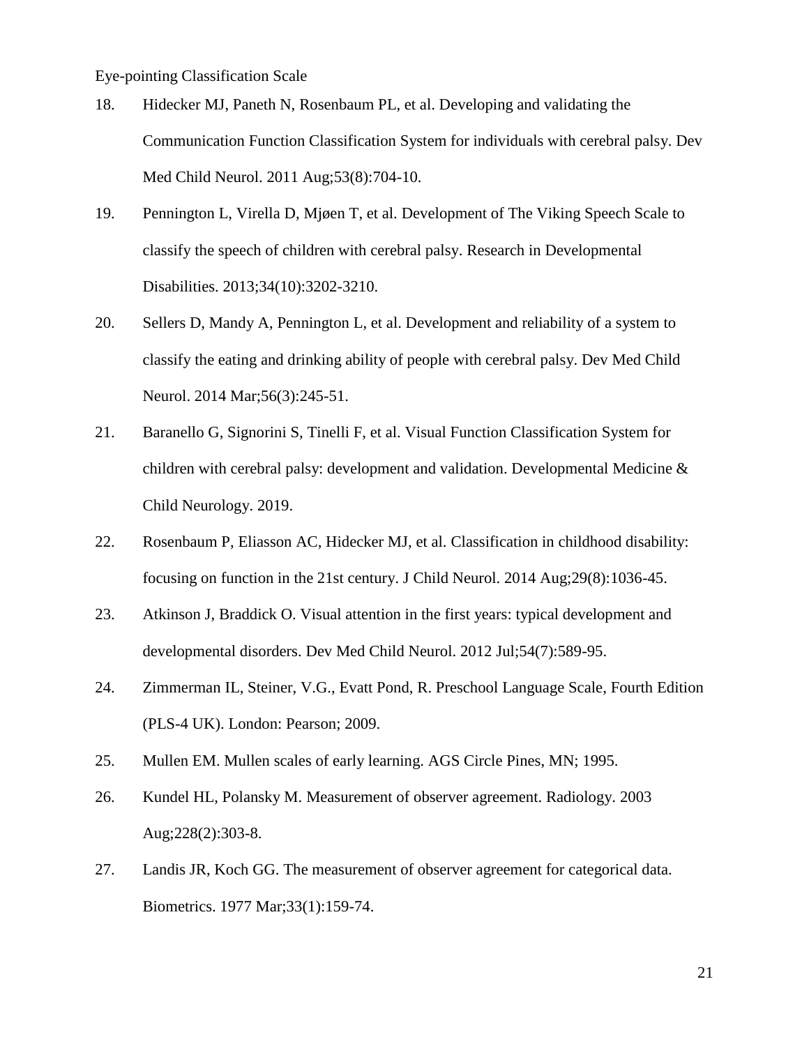18. Hidecker MJ, Paneth N, Rosenbaum PL, et al. Developing and validating the Communication Function Classification System for individuals with cerebral palsy. Dev Med Child Neurol. 2011 Aug;53(8):704-10.
19. Pennington L, Virella D, Mjøen T, et al. Development of The Viking Speech Scale to classify the speech of children with cerebral palsy. Research in Developmental Disabilities. 2013;34(10):3202-3210.
20. Sellers D, Mandy A, Pennington L, et al. Development and reliability of a system to classify the eating and drinking ability of people with cerebral palsy. Dev Med Child Neurol. 2014 Mar;56(3):245-51.
21. Baranello G, Signorini S, Tinelli F, et al. Visual Function Classification System for children with cerebral palsy: development and validation. Developmental Medicine & Child Neurology. 2019.
22. Rosenbaum P, Eliasson AC, Hidecker MJ, et al. Classification in childhood disability: focusing on function in the 21st century. J Child Neurol. 2014 Aug;29(8):1036-45.
23. Atkinson J, Braddick O. Visual attention in the first years: typical development and developmental disorders. Dev Med Child Neurol. 2012 Jul;54(7):589-95.
24. Zimmerman IL, Steiner, V.G., Evatt Pond, R. Preschool Language Scale, Fourth Edition (PLS-4 UK). London: Pearson; 2009.
25. Mullen EM. Mullen scales of early learning. AGS Circle Pines, MN; 1995.
26. Kundel HL, Polansky M. Measurement of observer agreement. Radiology. 2003 Aug;228(2):303-8.
27. Landis JR, Koch GG. The measurement of observer agreement for categorical data. Biometrics. 1977 Mar;33(1):159-74.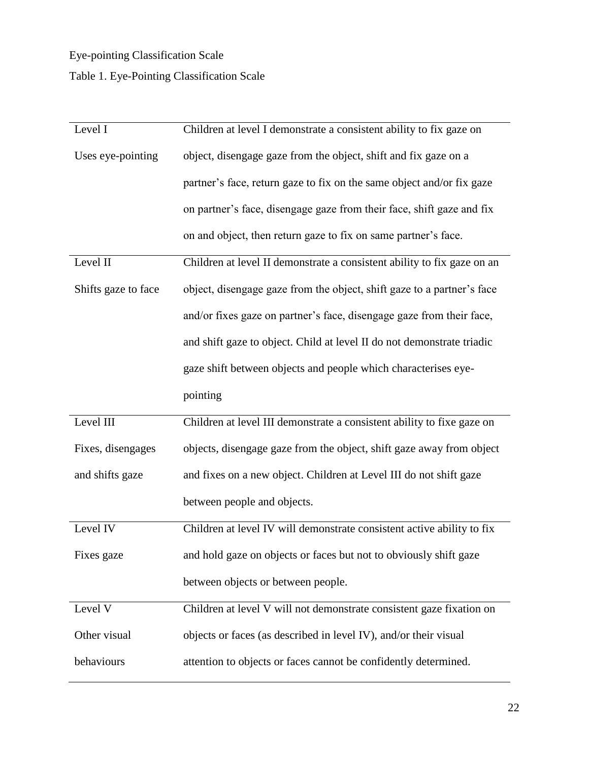Eye-pointing Classification Scale

Table 1. Eye-Pointing Classification Scale

| | |
|---|---|
| Level I<br>Uses eye-pointing | Children at level I demonstrate a consistent ability to fix gaze on object, disengage gaze from the object, shift and fix gaze on a partner's face, return gaze to fix on the same object and/or fix gaze on partner's face, disengage gaze from their face, shift gaze and fix on and object, then return gaze to fix on same partner's face. |
| Level II<br>Shifts gaze to face | Children at level II demonstrate a consistent ability to fix gaze on an object, disengage gaze from the object, shift gaze to a partner's face and/or fixes gaze on partner's face, disengage gaze from their face, and shift gaze to object. Child at level II do not demonstrate triadic gaze shift between objects and people which characterises eye-pointing |
| Level III<br>Fixes, disengages and shifts gaze | Children at level III demonstrate a consistent ability to fixe gaze on objects, disengage gaze from the object, shift gaze away from object and fixes on a new object. Children at Level III do not shift gaze between people and objects. |
| Level IV<br>Fixes gaze | Children at level IV will demonstrate consistent active ability to fix and hold gaze on objects or faces but not to obviously shift gaze between objects or between people. |
| Level V<br>Other visual behaviours | Children at level V will not demonstrate consistent gaze fixation on objects or faces (as described in level IV), and/or their visual attention to objects or faces cannot be confidently determined. |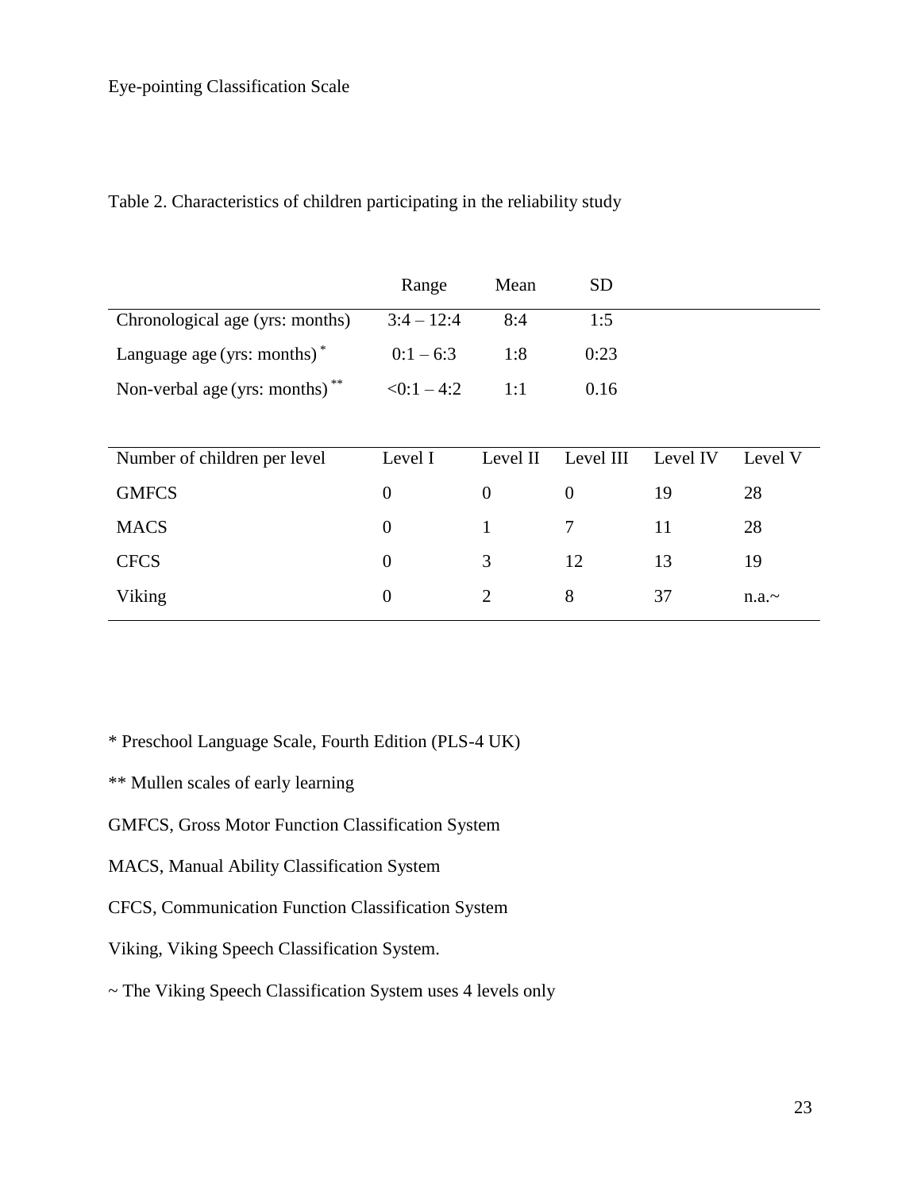Table 2. Characteristics of children participating in the reliability study

| | Range | Mean | SD |
|---|---|---|---|
| Chronological age (yrs: months) | 3:4 – 12:4 | 8:4 | 1:5 |
| Language age (yrs: months) * | 0:1 – 6:3 | 1:8 | 0:23 |
| Non-verbal age (yrs: months) ** | <0:1 – 4:2 | 1:1 | 0.16 |

| Number of children per level | Level I | Level II | Level III | Level IV | Level V |
|---|---|---|---|---|---|
| GMFCS | 0 | 0 | 0 | 19 | 28 |
| MACS | 0 | 1 | 7 | 11 | 28 |
| CFCS | 0 | 3 | 12 | 13 | 19 |
| Viking | 0 | 2 | 8 | 37 | n.a.~ |

* Preschool Language Scale, Fourth Edition (PLS-4 UK)

** Mullen scales of early learning

GMFCS, Gross Motor Function Classification System

MACS, Manual Ability Classification System

CFCS, Communication Function Classification System

Viking, Viking Speech Classification System.

~ The Viking Speech Classification System uses 4 levels only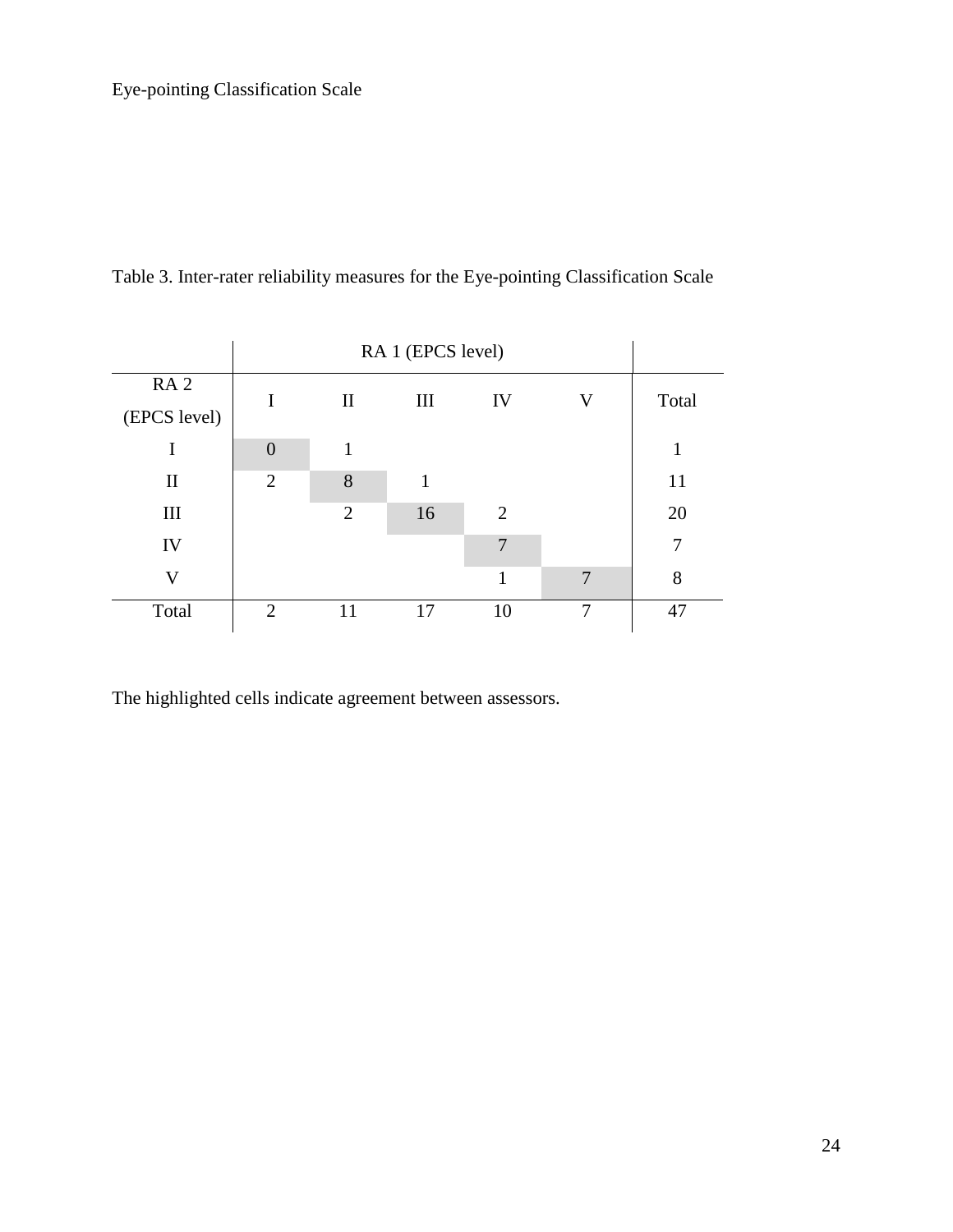Table 3. Inter-rater reliability measures for the Eye-pointing Classification Scale

| | RA 1 (EPCS level) | | | | | |
|---|---|---|---|---|---|---|
| RA 2 (EPCS level) | I | II | III | IV | V | Total |
| I | 0 | 1 | | | | 1 |
| II | 2 | 8 | 1 | | | 11 |
| III | | 2 | 16 | 2 | | 20 |
| IV | | | | 7 | | 7 |
| V | | | | 1 | 7 | 8 |
| Total | 2 | 11 | 17 | 10 | 7 | 47 |

The highlighted cells indicate agreement between assessors.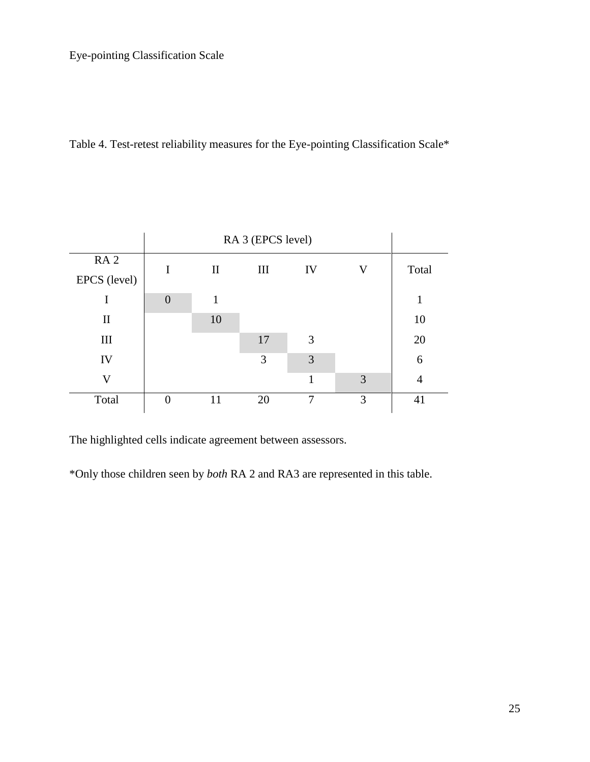Table 4. Test-retest reliability measures for the Eye-pointing Classification Scale*

| | RA 3 (EPCS level) | | | | | |
|---|---|---|---|---|---|---|
| RA 2 EPCS (level) | I | II | III | IV | V | Total |
| I | 0 | 1 | | | | 1 |
| II | | 10 | | | | 10 |
| III | | | 17 | 3 | | 20 |
| IV | | | 3 | 3 | | 6 |
| V | | | | 1 | 3 | 4 |
| Total | 0 | 11 | 20 | 7 | 3 | 41 |

The highlighted cells indicate agreement between assessors.

*Only those children seen by *both* RA 2 and RA3 are represented in this table.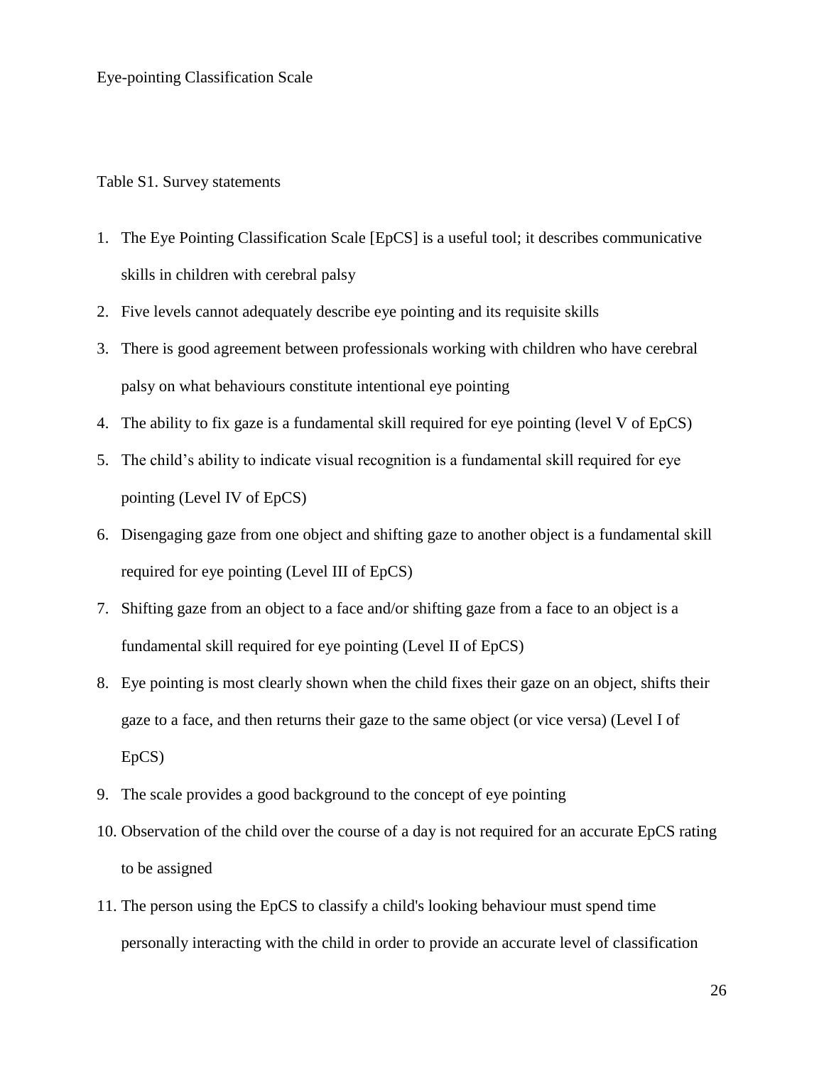Eye-pointing Classification Scale

Table S1. Survey statements

1. The Eye Pointing Classification Scale [EpCS] is a useful tool; it describes communicative skills in children with cerebral palsy
2. Five levels cannot adequately describe eye pointing and its requisite skills
3. There is good agreement between professionals working with children who have cerebral palsy on what behaviours constitute intentional eye pointing
4. The ability to fix gaze is a fundamental skill required for eye pointing (level V of EpCS)
5. The child's ability to indicate visual recognition is a fundamental skill required for eye pointing (Level IV of EpCS)
6. Disengaging gaze from one object and shifting gaze to another object is a fundamental skill required for eye pointing (Level III of EpCS)
7. Shifting gaze from an object to a face and/or shifting gaze from a face to an object is a fundamental skill required for eye pointing (Level II of EpCS)
8. Eye pointing is most clearly shown when the child fixes their gaze on an object, shifts their gaze to a face, and then returns their gaze to the same object (or vice versa) (Level I of EpCS)
9. The scale provides a good background to the concept of eye pointing
10. Observation of the child over the course of a day is not required for an accurate EpCS rating to be assigned
11. The person using the EpCS to classify a child's looking behaviour must spend time personally interacting with the child in order to provide an accurate level of classification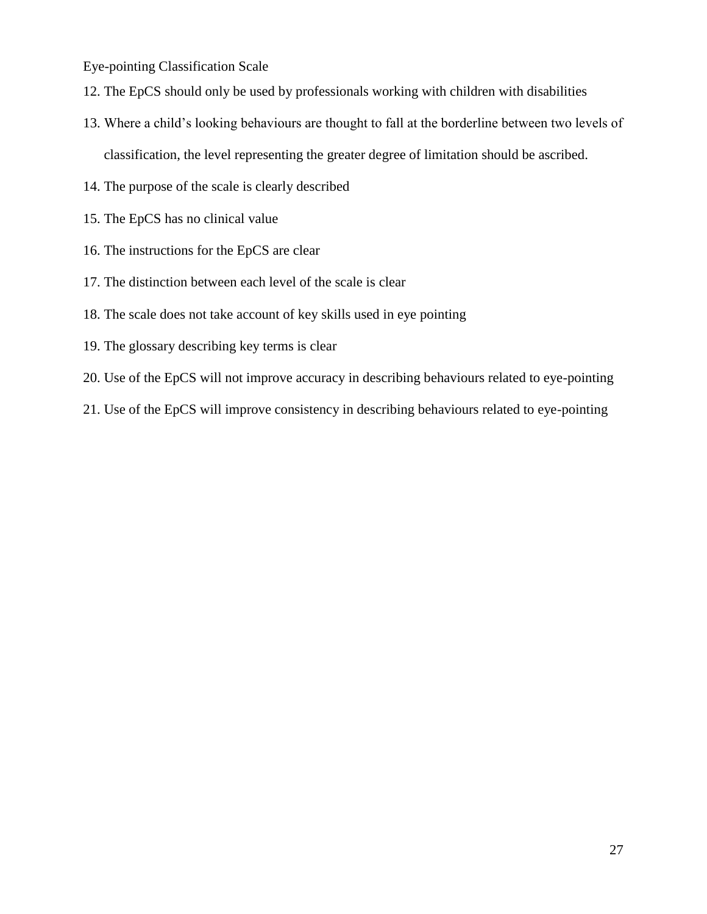Eye-pointing Classification Scale

12. The EpCS should only be used by professionals working with children with disabilities
13. Where a child's looking behaviours are thought to fall at the borderline between two levels of classification, the level representing the greater degree of limitation should be ascribed.
14. The purpose of the scale is clearly described
15. The EpCS has no clinical value
16. The instructions for the EpCS are clear
17. The distinction between each level of the scale is clear
18. The scale does not take account of key skills used in eye pointing
19. The glossary describing key terms is clear
20. Use of the EpCS will not improve accuracy in describing behaviours related to eye-pointing
21. Use of the EpCS will improve consistency in describing behaviours related to eye-pointing